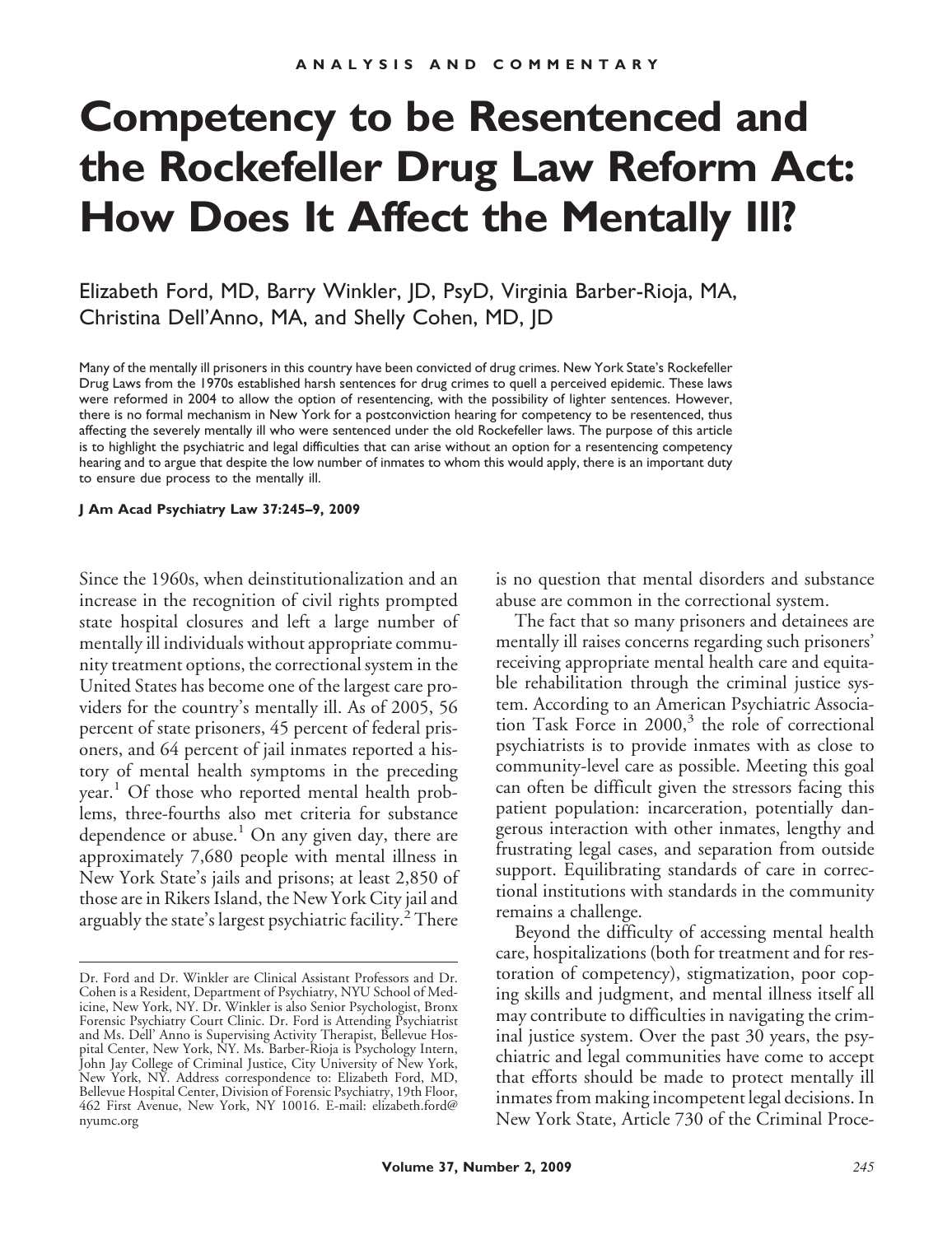ANALYSIS AND COMMENTARY

# Competency to be Resentenced and the Rockefeller Drug Law Reform Act: How Does It Affect the Mentally Ill?

Elizabeth Ford, MD, Barry Winkler, JD, PsyD, Virginia Barber-Rioja, MA, Christina Dell'Anno, MA, and Shelly Cohen, MD, JD

Many of the mentally ill prisoners in this country have been convicted of drug crimes. New York State's Rockefeller Drug Laws from the 1970s established harsh sentences for drug crimes to quell a perceived epidemic. These laws were reformed in 2004 to allow the option of resentencing, with the possibility of lighter sentences. However, there is no formal mechanism in New York for a postconviction hearing for competency to be resentenced, thus affecting the severely mentally ill who were sentenced under the old Rockefeller laws. The purpose of this article is to highlight the psychiatric and legal difficulties that can arise without an option for a resentencing competency hearing and to argue that despite the low number of inmates to whom this would apply, there is an important duty to ensure due process to the mentally ill.

**J Am Acad Psychiatry Law 37:245–9, 2009**

Since the 1960s, when deinstitutionalization and an increase in the recognition of civil rights prompted state hospital closures and left a large number of mentally ill individuals without appropriate community treatment options, the correctional system in the United States has become one of the largest care providers for the country's mentally ill. As of 2005, 56 percent of state prisoners, 45 percent of federal prisoners, and 64 percent of jail inmates reported a history of mental health symptoms in the preceding year.[1] Of those who reported mental health problems, three-fourths also met criteria for substance dependence or abuse.[1] On any given day, there are approximately 7,680 people with mental illness in New York State's jails and prisons; at least 2,850 of those are in Rikers Island, the New York City jail and arguably the state's largest psychiatric facility.[2] There is no question that mental disorders and substance abuse are common in the correctional system.

The fact that so many prisoners and detainees are mentally ill raises concerns regarding such prisoners' receiving appropriate mental health care and equitable rehabilitation through the criminal justice system. According to an American Psychiatric Association Task Force in 2000,[3] the role of correctional psychiatrists is to provide inmates with as close to community-level care as possible. Meeting this goal can often be difficult given the stressors facing this patient population: incarceration, potentially dangerous interaction with other inmates, lengthy and frustrating legal cases, and separation from outside support. Equilibrating standards of care in correctional institutions with standards in the community remains a challenge.

Beyond the difficulty of accessing mental health care, hospitalizations (both for treatment and for restoration of competency), stigmatization, poor coping skills and judgment, and mental illness itself all may contribute to difficulties in navigating the criminal justice system. Over the past 30 years, the psychiatric and legal communities have come to accept that efforts should be made to protect mentally ill inmates from making incompetent legal decisions. In New York State, Article 730 of the Criminal Proce-

---

Dr. Ford and Dr. Winkler are Clinical Assistant Professors and Dr. Cohen is a Resident, Department of Psychiatry, NYU School of Medicine, New York, NY. Dr. Winkler is also Senior Psychologist, Bronx Forensic Psychiatry Court Clinic. Dr. Ford is Attending Psychiatrist and Ms. Dell' Anno is Supervising Activity Therapist, Bellevue Hospital Center, New York, NY. Ms. Barber-Rioja is Psychology Intern, John Jay College of Criminal Justice, City University of New York, New York, NY. Address correspondence to: Elizabeth Ford, MD, Bellevue Hospital Center, Division of Forensic Psychiatry, 19th Floor, 462 First Avenue, New York, NY 10016. E-mail: elizabeth.ford@nyumc.org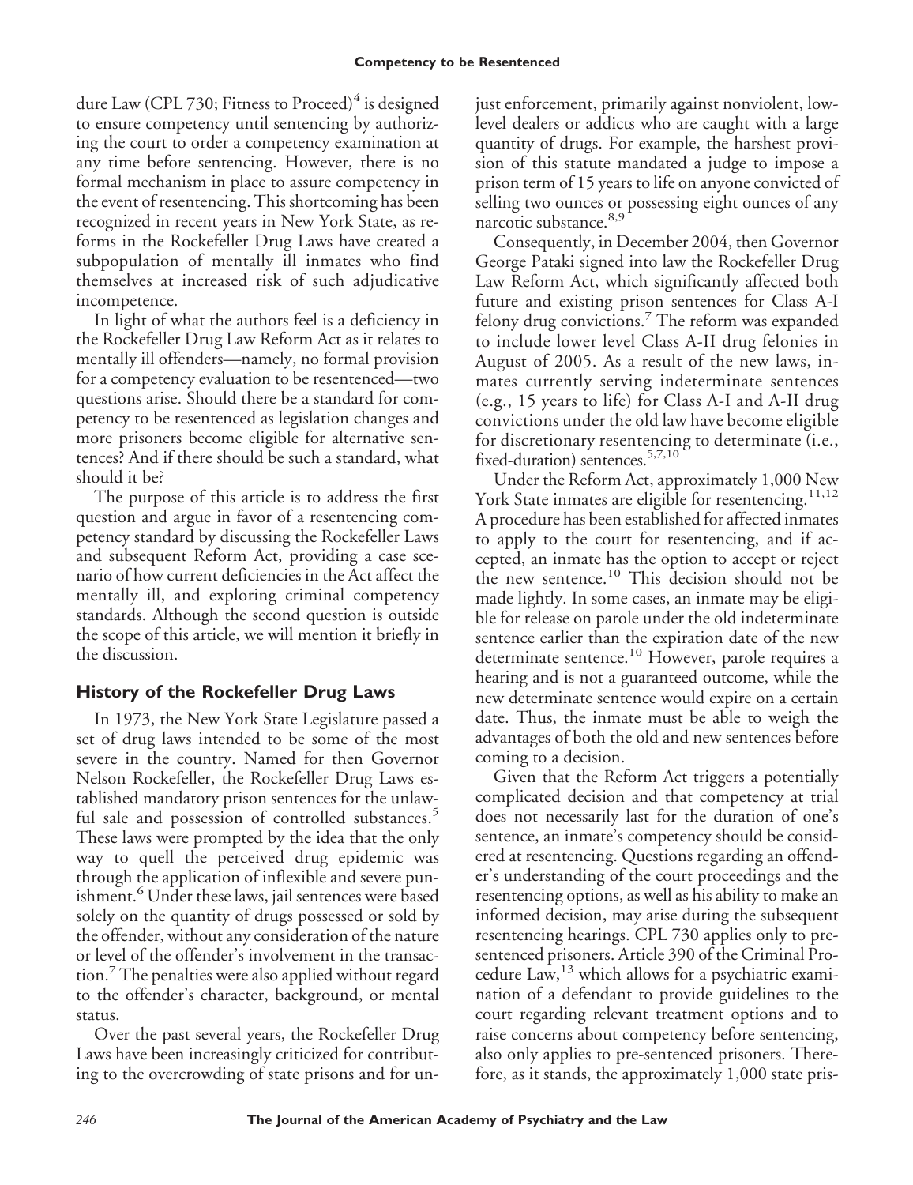dure Law (CPL 730; Fitness to Proceed)[4] is designed to ensure competency until sentencing by authorizing the court to order a competency examination at any time before sentencing. However, there is no formal mechanism in place to assure competency in the event of resentencing. This shortcoming has been recognized in recent years in New York State, as reforms in the Rockefeller Drug Laws have created a subpopulation of mentally ill inmates who find themselves at increased risk of such adjudicative incompetence.

In light of what the authors feel is a deficiency in the Rockefeller Drug Law Reform Act as it relates to mentally ill offenders—namely, no formal provision for a competency evaluation to be resentenced—two questions arise. Should there be a standard for competency to be resentenced as legislation changes and more prisoners become eligible for alternative sentences? And if there should be such a standard, what should it be?

The purpose of this article is to address the first question and argue in favor of a resentencing competency standard by discussing the Rockefeller Laws and subsequent Reform Act, providing a case scenario of how current deficiencies in the Act affect the mentally ill, and exploring criminal competency standards. Although the second question is outside the scope of this article, we will mention it briefly in the discussion.

## History of the Rockefeller Drug Laws

In 1973, the New York State Legislature passed a set of drug laws intended to be some of the most severe in the country. Named for then Governor Nelson Rockefeller, the Rockefeller Drug Laws established mandatory prison sentences for the unlawful sale and possession of controlled substances.[5] These laws were prompted by the idea that the only way to quell the perceived drug epidemic was through the application of inflexible and severe punishment.[6] Under these laws, jail sentences were based solely on the quantity of drugs possessed or sold by the offender, without any consideration of the nature or level of the offender's involvement in the transaction.[7] The penalties were also applied without regard to the offender's character, background, or mental status.

Over the past several years, the Rockefeller Drug Laws have been increasingly criticized for contributing to the overcrowding of state prisons and for unjust enforcement, primarily against nonviolent, low-level dealers or addicts who are caught with a large quantity of drugs. For example, the harshest provision of this statute mandated a judge to impose a prison term of 15 years to life on anyone convicted of selling two ounces or possessing eight ounces of any narcotic substance.[8,9]

Consequently, in December 2004, then Governor George Pataki signed into law the Rockefeller Drug Law Reform Act, which significantly affected both future and existing prison sentences for Class A-I felony drug convictions.[7] The reform was expanded to include lower level Class A-II drug felonies in August of 2005. As a result of the new laws, inmates currently serving indeterminate sentences (e.g., 15 years to life) for Class A-I and A-II drug convictions under the old law have become eligible for discretionary resentencing to determinate (i.e., fixed-duration) sentences.[5,7,10]

Under the Reform Act, approximately 1,000 New York State inmates are eligible for resentencing.[11,12] A procedure has been established for affected inmates to apply to the court for resentencing, and if accepted, an inmate has the option to accept or reject the new sentence.[10] This decision should not be made lightly. In some cases, an inmate may be eligible for release on parole under the old indeterminate sentence earlier than the expiration date of the new determinate sentence.[10] However, parole requires a hearing and is not a guaranteed outcome, while the new determinate sentence would expire on a certain date. Thus, the inmate must be able to weigh the advantages of both the old and new sentences before coming to a decision.

Given that the Reform Act triggers a potentially complicated decision and that competency at trial does not necessarily last for the duration of one's sentence, an inmate's competency should be considered at resentencing. Questions regarding an offender's understanding of the court proceedings and the resentencing options, as well as his ability to make an informed decision, may arise during the subsequent resentencing hearings. CPL 730 applies only to presentenced prisoners. Article 390 of the Criminal Procedure Law,[13] which allows for a psychiatric examination of a defendant to provide guidelines to the court regarding relevant treatment options and to raise concerns about competency before sentencing, also only applies to pre-sentenced prisoners. Therefore, as it stands, the approximately 1,000 state pris-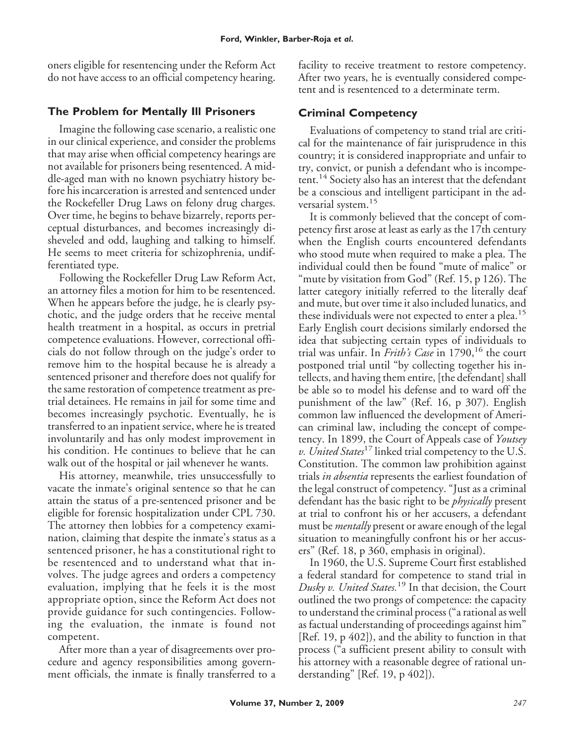oners eligible for resentencing under the Reform Act do not have access to an official competency hearing.

## The Problem for Mentally Ill Prisoners

Imagine the following case scenario, a realistic one in our clinical experience, and consider the problems that may arise when official competency hearings are not available for prisoners being resentenced. A middle-aged man with no known psychiatry history before his incarceration is arrested and sentenced under the Rockefeller Drug Laws on felony drug charges. Over time, he begins to behave bizarrely, reports perceptual disturbances, and becomes increasingly disheveled and odd, laughing and talking to himself. He seems to meet criteria for schizophrenia, undifferentiated type.

Following the Rockefeller Drug Law Reform Act, an attorney files a motion for him to be resentenced. When he appears before the judge, he is clearly psychotic, and the judge orders that he receive mental health treatment in a hospital, as occurs in pretrial competence evaluations. However, correctional officials do not follow through on the judge's order to remove him to the hospital because he is already a sentenced prisoner and therefore does not qualify for the same restoration of competence treatment as pretrial detainees. He remains in jail for some time and becomes increasingly psychotic. Eventually, he is transferred to an inpatient service, where he is treated involuntarily and has only modest improvement in his condition. He continues to believe that he can walk out of the hospital or jail whenever he wants.

His attorney, meanwhile, tries unsuccessfully to vacate the inmate's original sentence so that he can attain the status of a pre-sentenced prisoner and be eligible for forensic hospitalization under CPL 730. The attorney then lobbies for a competency examination, claiming that despite the inmate's status as a sentenced prisoner, he has a constitutional right to be resentenced and to understand what that involves. The judge agrees and orders a competency evaluation, implying that he feels it is the most appropriate option, since the Reform Act does not provide guidance for such contingencies. Following the evaluation, the inmate is found not competent.

After more than a year of disagreements over procedure and agency responsibilities among government officials, the inmate is finally transferred to a facility to receive treatment to restore competency. After two years, he is eventually considered competent and is resentenced to a determinate term.

## Criminal Competency

Evaluations of competency to stand trial are critical for the maintenance of fair jurisprudence in this country; it is considered inappropriate and unfair to try, convict, or punish a defendant who is incompetent.[14] Society also has an interest that the defendant be a conscious and intelligent participant in the adversarial system.[15]

It is commonly believed that the concept of competency first arose at least as early as the 17th century when the English courts encountered defendants who stood mute when required to make a plea. The individual could then be found "mute of malice" or "mute by visitation from God" (Ref. 15, p 126). The latter category initially referred to the literally deaf and mute, but over time it also included lunatics, and these individuals were not expected to enter a plea.[15] Early English court decisions similarly endorsed the idea that subjecting certain types of individuals to trial was unfair. In *Frith's Case* in 1790,[16] the court postponed trial until "by collecting together his intellects, and having them entire, [the defendant] shall be able so to model his defense and to ward off the punishment of the law" (Ref. 16, p 307). English common law influenced the development of American criminal law, including the concept of competency. In 1899, the Court of Appeals case of *Youtsey v. United States*[17] linked trial competency to the U.S. Constitution. The common law prohibition against trials *in absentia* represents the earliest foundation of the legal construct of competency. "Just as a criminal defendant has the basic right to be *physically* present at trial to confront his or her accusers, a defendant must be *mentally* present or aware enough of the legal situation to meaningfully confront his or her accusers" (Ref. 18, p 360, emphasis in original).

In 1960, the U.S. Supreme Court first established a federal standard for competence to stand trial in *Dusky v. United States.*[19] In that decision, the Court outlined the two prongs of competence: the capacity to understand the criminal process ("a rational as well as factual understanding of proceedings against him" [Ref. 19, p 402]), and the ability to function in that process ("a sufficient present ability to consult with his attorney with a reasonable degree of rational understanding" [Ref. 19, p 402]).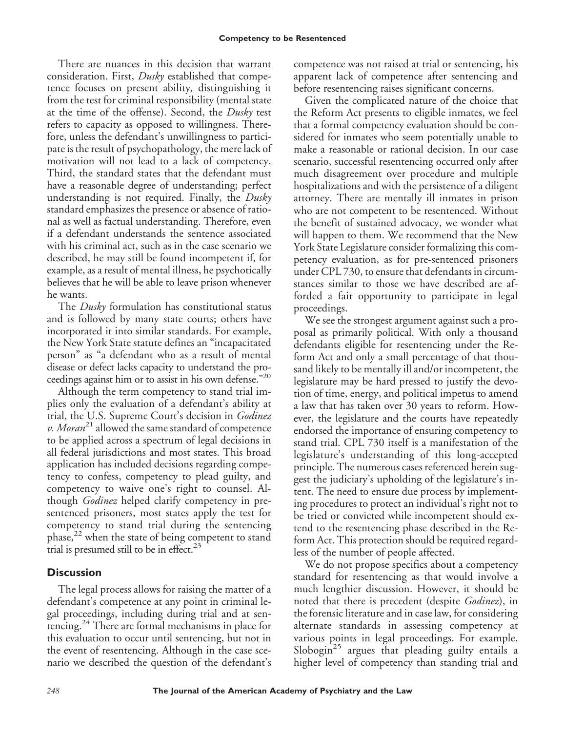There are nuances in this decision that warrant consideration. First, *Dusky* established that competence focuses on present ability, distinguishing it from the test for criminal responsibility (mental state at the time of the offense). Second, the *Dusky* test refers to capacity as opposed to willingness. Therefore, unless the defendant's unwillingness to participate is the result of psychopathology, the mere lack of motivation will not lead to a lack of competency. Third, the standard states that the defendant must have a reasonable degree of understanding; perfect understanding is not required. Finally, the *Dusky* standard emphasizes the presence or absence of rational as well as factual understanding. Therefore, even if a defendant understands the sentence associated with his criminal act, such as in the case scenario we described, he may still be found incompetent if, for example, as a result of mental illness, he psychotically believes that he will be able to leave prison whenever he wants.

The *Dusky* formulation has constitutional status and is followed by many state courts; others have incorporated it into similar standards. For example, the New York State statute defines an "incapacitated person" as "a defendant who as a result of mental disease or defect lacks capacity to understand the proceedings against him or to assist in his own defense."[20]

Although the term competency to stand trial implies only the evaluation of a defendant's ability at trial, the U.S. Supreme Court's decision in *Godinez v. Moran*[21] allowed the same standard of competence to be applied across a spectrum of legal decisions in all federal jurisdictions and most states. This broad application has included decisions regarding competency to confess, competency to plead guilty, and competency to waive one's right to counsel. Although *Godinez* helped clarify competency in pre-sentenced prisoners, most states apply the test for competency to stand trial during the sentencing phase,[22] when the state of being competent to stand trial is presumed still to be in effect.[23]

## Discussion

The legal process allows for raising the matter of a defendant's competence at any point in criminal legal proceedings, including during trial and at sentencing.[24] There are formal mechanisms in place for this evaluation to occur until sentencing, but not in the event of resentencing. Although in the case scenario we described the question of the defendant's competence was not raised at trial or sentencing, his apparent lack of competence after sentencing and before resentencing raises significant concerns.

Given the complicated nature of the choice that the Reform Act presents to eligible inmates, we feel that a formal competency evaluation should be considered for inmates who seem potentially unable to make a reasonable or rational decision. In our case scenario, successful resentencing occurred only after much disagreement over procedure and multiple hospitalizations and with the persistence of a diligent attorney. There are mentally ill inmates in prison who are not competent to be resentenced. Without the benefit of sustained advocacy, we wonder what will happen to them. We recommend that the New York State Legislature consider formalizing this competency evaluation, as for pre-sentenced prisoners under CPL 730, to ensure that defendants in circumstances similar to those we have described are afforded a fair opportunity to participate in legal proceedings.

We see the strongest argument against such a proposal as primarily political. With only a thousand defendants eligible for resentencing under the Reform Act and only a small percentage of that thousand likely to be mentally ill and/or incompetent, the legislature may be hard pressed to justify the devotion of time, energy, and political impetus to amend a law that has taken over 30 years to reform. However, the legislature and the courts have repeatedly endorsed the importance of ensuring competency to stand trial. CPL 730 itself is a manifestation of the legislature's understanding of this long-accepted principle. The numerous cases referenced herein suggest the judiciary's upholding of the legislature's intent. The need to ensure due process by implementing procedures to protect an individual's right not to be tried or convicted while incompetent should extend to the resentencing phase described in the Reform Act. This protection should be required regardless of the number of people affected.

We do not propose specifics about a competency standard for resentencing as that would involve a much lengthier discussion. However, it should be noted that there is precedent (despite *Godinez*), in the forensic literature and in case law, for considering alternate standards in assessing competency at various points in legal proceedings. For example, Slobogin[25] argues that pleading guilty entails a higher level of competency than standing trial and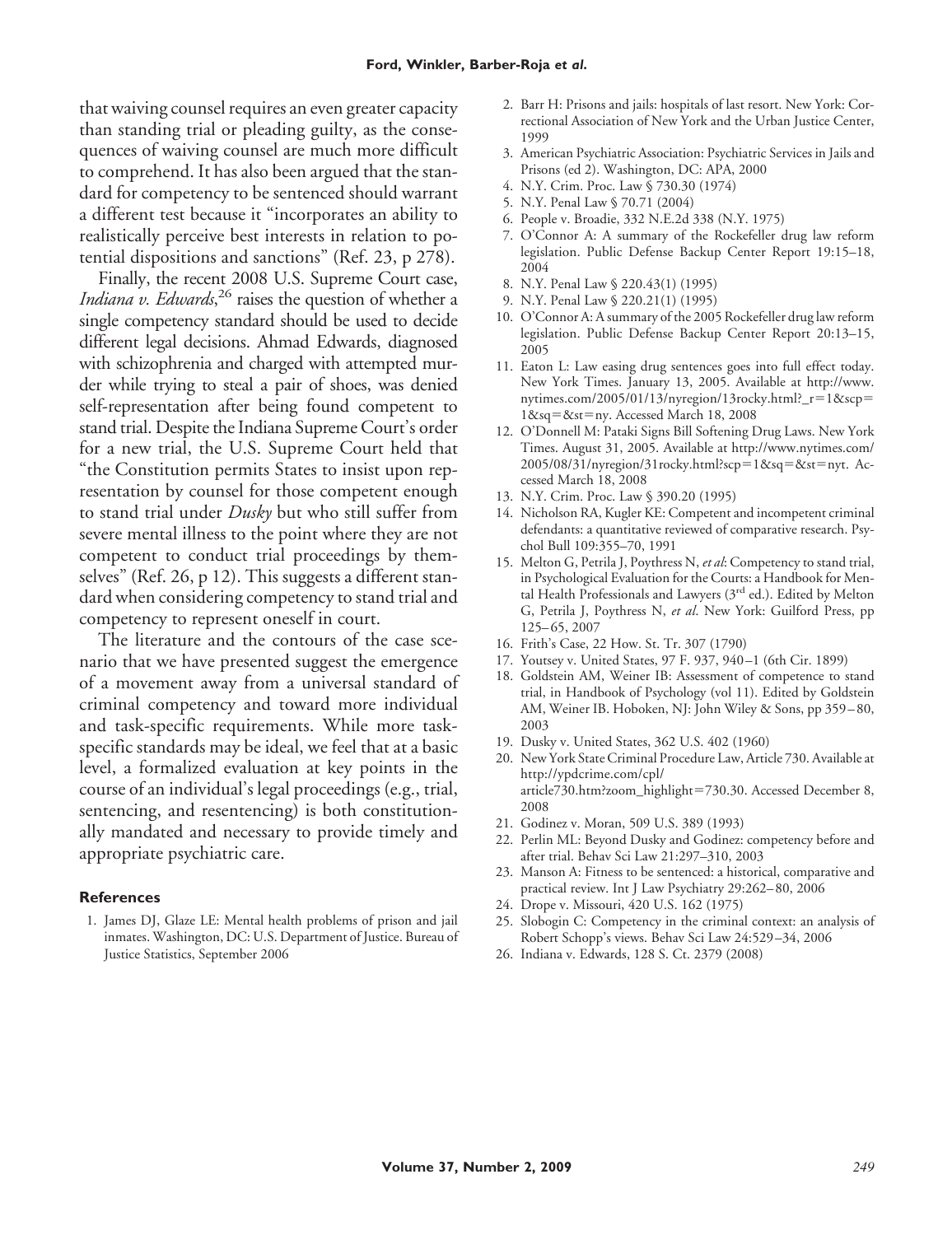that waiving counsel requires an even greater capacity than standing trial or pleading guilty, as the consequences of waiving counsel are much more difficult to comprehend. It has also been argued that the standard for competency to be sentenced should warrant a different test because it "incorporates an ability to realistically perceive best interests in relation to potential dispositions and sanctions" (Ref. 23, p 278).

Finally, the recent 2008 U.S. Supreme Court case, *Indiana v. Edwards*,[26] raises the question of whether a single competency standard should be used to decide different legal decisions. Ahmad Edwards, diagnosed with schizophrenia and charged with attempted murder while trying to steal a pair of shoes, was denied self-representation after being found competent to stand trial. Despite the Indiana Supreme Court's order for a new trial, the U.S. Supreme Court held that "the Constitution permits States to insist upon representation by counsel for those competent enough to stand trial under *Dusky* but who still suffer from severe mental illness to the point where they are not competent to conduct trial proceedings by themselves" (Ref. 26, p 12). This suggests a different standard when considering competency to stand trial and competency to represent oneself in court.

The literature and the contours of the case scenario that we have presented suggest the emergence of a movement away from a universal standard of criminal competency and toward more individual and task-specific requirements. While more task-specific standards may be ideal, we feel that at a basic level, a formalized evaluation at key points in the course of an individual's legal proceedings (e.g., trial, sentencing, and resentencing) is both constitutionally mandated and necessary to provide timely and appropriate psychiatric care.

## References

1. James DJ, Glaze LE: Mental health problems of prison and jail inmates. Washington, DC: U.S. Department of Justice. Bureau of Justice Statistics, September 2006
2. Barr H: Prisons and jails: hospitals of last resort. New York: Correctional Association of New York and the Urban Justice Center, 1999
3. American Psychiatric Association: Psychiatric Services in Jails and Prisons (ed 2). Washington, DC: APA, 2000
4. N.Y. Crim. Proc. Law § 730.30 (1974)
5. N.Y. Penal Law § 70.71 (2004)
6. People v. Broadie, 332 N.E.2d 338 (N.Y. 1975)
7. O'Connor A: A summary of the Rockefeller drug law reform legislation. Public Defense Backup Center Report 19:15–18, 2004
8. N.Y. Penal Law § 220.43(1) (1995)
9. N.Y. Penal Law § 220.21(1) (1995)
10. O'Connor A: A summary of the 2005 Rockefeller drug law reform legislation. Public Defense Backup Center Report 20:13–15, 2005
11. Eaton L: Law easing drug sentences goes into full effect today. New York Times. January 13, 2005. Available at http://www.nytimes.com/2005/01/13/nyregion/13rocky.html?_r=1&scp=1&sq=&st=ny. Accessed March 18, 2008
12. O'Donnell M: Pataki Signs Bill Softening Drug Laws. New York Times. August 31, 2005. Available at http://www.nytimes.com/2005/08/31/nyregion/31rocky.html?scp=1&sq=&st=nyt. Accessed March 18, 2008
13. N.Y. Crim. Proc. Law § 390.20 (1995)
14. Nicholson RA, Kugler KE: Competent and incompetent criminal defendants: a quantitative reviewed of comparative research. Psychol Bull 109:355–70, 1991
15. Melton G, Petrila J, Poythress N, *et al*: Competency to stand trial, in Psychological Evaluation for the Courts: a Handbook for Mental Health Professionals and Lawyers (3rd ed.). Edited by Melton G, Petrila J, Poythress N, *et al*. New York: Guilford Press, pp 125–65, 2007
16. Frith's Case, 22 How. St. Tr. 307 (1790)
17. Youtsey v. United States, 97 F. 937, 940–1 (6th Cir. 1899)
18. Goldstein AM, Weiner IB: Assessment of competence to stand trial, in Handbook of Psychology (vol 11). Edited by Goldstein AM, Weiner IB. Hoboken, NJ: John Wiley & Sons, pp 359–80, 2003
19. Dusky v. United States, 362 U.S. 402 (1960)
20. New York State Criminal Procedure Law, Article 730. Available at http://ypdcrime.com/cpl/article730.htm?zoom_highlight=730.30. Accessed December 8, 2008
21. Godinez v. Moran, 509 U.S. 389 (1993)
22. Perlin ML: Beyond Dusky and Godinez: competency before and after trial. Behav Sci Law 21:297–310, 2003
23. Manson A: Fitness to be sentenced: a historical, comparative and practical review. Int J Law Psychiatry 29:262–80, 2006
24. Drope v. Missouri, 420 U.S. 162 (1975)
25. Slobogin C: Competency in the criminal context: an analysis of Robert Schopp's views. Behav Sci Law 24:529–34, 2006
26. Indiana v. Edwards, 128 S. Ct. 2379 (2008)